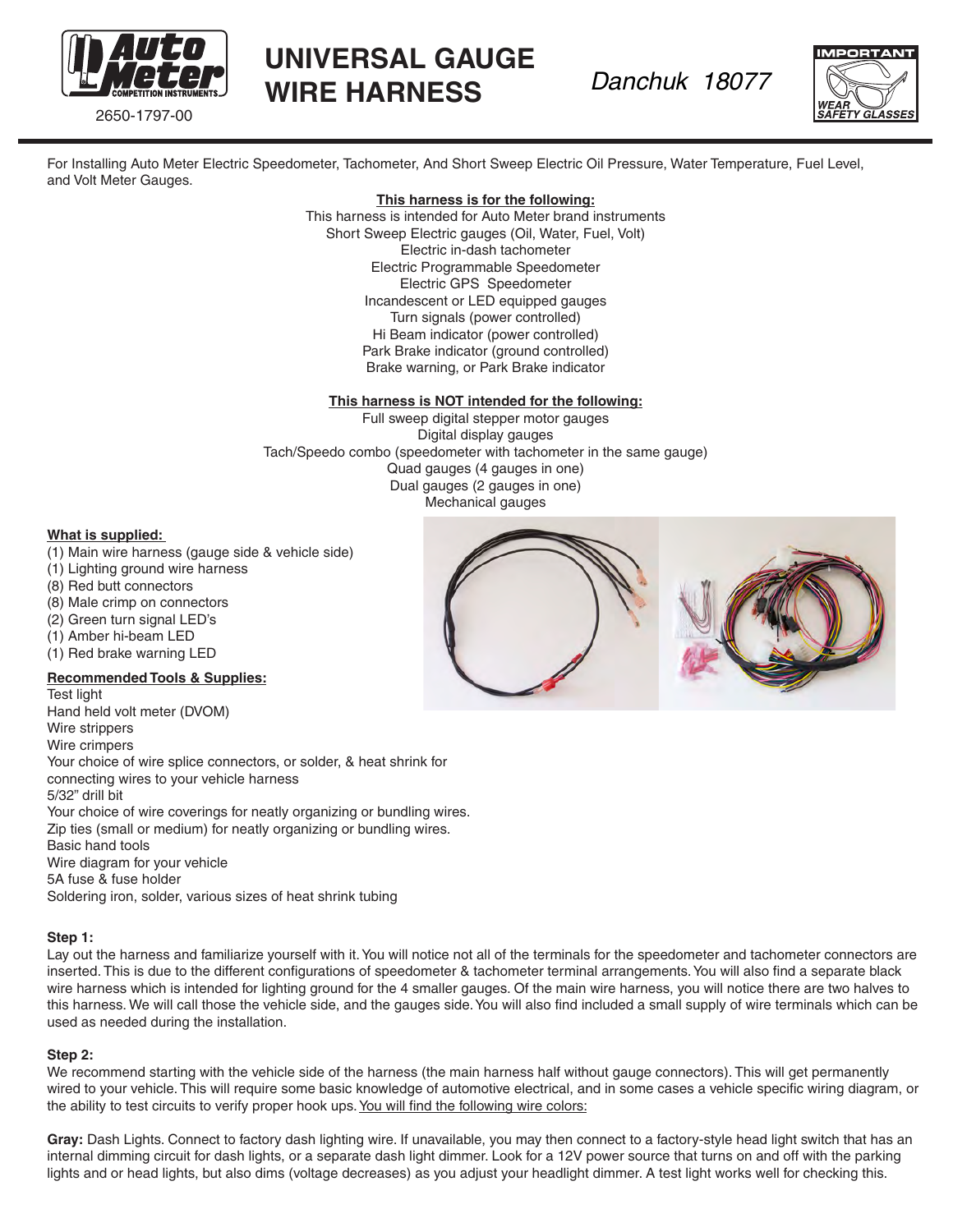# UNIVERSAL GAUGE WIRE HARNESS

2650-1797-00

*Danchuk 18077*

IMPORTANT — WEAR SAFETY GLASSES

For Installing Auto Meter Electric Speedometer, Tachometer, And Short Sweep Electric Oil Pressure, Water Temperature, Fuel Level, and Volt Meter Gauges.

**This harness is for the following:**

This harness is intended for Auto Meter brand instruments
Short Sweep Electric gauges (Oil, Water, Fuel, Volt)
Electric in-dash tachometer
Electric Programmable Speedometer
Electric GPS Speedometer
Incandescent or LED equipped gauges
Turn signals (power controlled)
Hi Beam indicator (power controlled)
Park Brake indicator (ground controlled)
Brake warning, or Park Brake indicator

**This harness is NOT intended for the following:**

Full sweep digital stepper motor gauges
Digital display gauges
Tach/Speedo combo (speedometer with tachometer in the same gauge)
Quad gauges (4 gauges in one)
Dual gauges (2 gauges in one)
Mechanical gauges

**What is supplied:**

(1) Main wire harness (gauge side & vehicle side)
(1) Lighting ground wire harness
(8) Red butt connectors
(8) Male crimp on connectors
(2) Green turn signal LED's
(1) Amber hi-beam LED
(1) Red brake warning LED

**Recommended Tools & Supplies:**

Test light
Hand held volt meter (DVOM)
Wire strippers
Wire crimpers
Your choice of wire splice connectors, or solder, & heat shrink for connecting wires to your vehicle harness
5/32" drill bit
Your choice of wire coverings for neatly organizing or bundling wires.
Zip ties (small or medium) for neatly organizing or bundling wires.
Basic hand tools
Wire diagram for your vehicle
5A fuse & fuse holder
Soldering iron, solder, various sizes of heat shrink tubing

**Step 1:**

Lay out the harness and familiarize yourself with it. You will notice not all of the terminals for the speedometer and tachometer connectors are inserted. This is due to the different configurations of speedometer & tachometer terminal arrangements. You will also find a separate black wire harness which is intended for lighting ground for the 4 smaller gauges. Of the main wire harness, you will notice there are two halves to this harness. We will call those the vehicle side, and the gauges side. You will also find included a small supply of wire terminals which can be used as needed during the installation.

**Step 2:**

We recommend starting with the vehicle side of the harness (the main harness half without gauge connectors). This will get permanently wired to your vehicle. This will require some basic knowledge of automotive electrical, and in some cases a vehicle specific wiring diagram, or the ability to test circuits to verify proper hook ups. You will find the following wire colors:

**Gray:** Dash Lights. Connect to factory dash lighting wire. If unavailable, you may then connect to a factory-style head light switch that has an internal dimming circuit for dash lights, or a separate dash light dimmer. Look for a 12V power source that turns on and off with the parking lights and or head lights, but also dims (voltage decreases) as you adjust your headlight dimmer. A test light works well for checking this.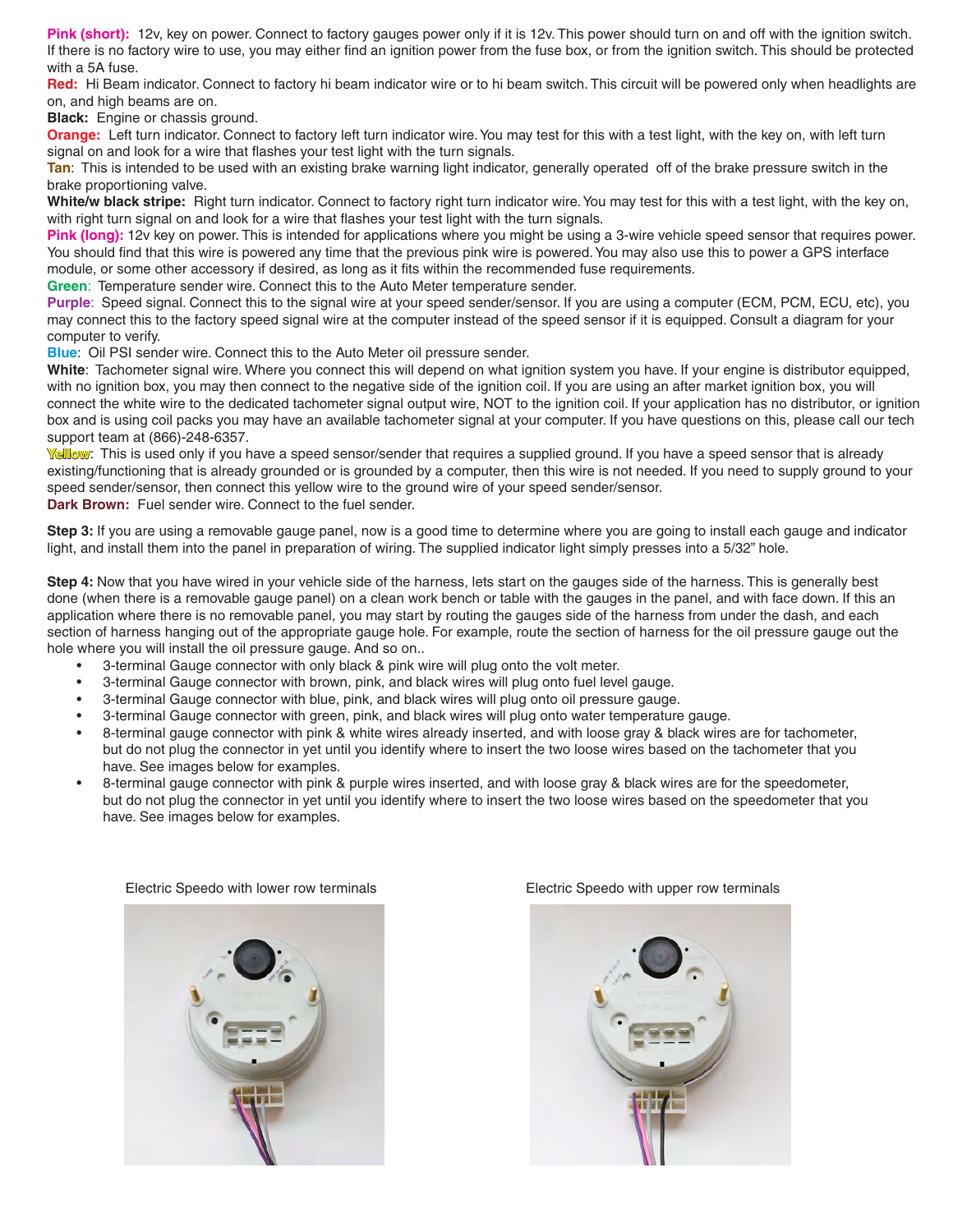**Pink (short):** 12v, key on power. Connect to factory gauges power only if it is 12v. This power should turn on and off with the ignition switch. If there is no factory wire to use, you may either find an ignition power from the fuse box, or from the ignition switch. This should be protected with a 5A fuse.
**Red:** Hi Beam indicator. Connect to factory hi beam indicator wire or to hi beam switch. This circuit will be powered only when headlights are on, and high beams are on.
**Black:** Engine or chassis ground.
**Orange:** Left turn indicator. Connect to factory left turn indicator wire. You may test for this with a test light, with the key on, with left turn signal on and look for a wire that flashes your test light with the turn signals.
**Tan**: This is intended to be used with an existing brake warning light indicator, generally operated off of the brake pressure switch in the brake proportioning valve.
**White/w black stripe:** Right turn indicator. Connect to factory right turn indicator wire. You may test for this with a test light, with the key on, with right turn signal on and look for a wire that flashes your test light with the turn signals.
**Pink (long):** 12v key on power. This is intended for applications where you might be using a 3-wire vehicle speed sensor that requires power. You should find that this wire is powered any time that the previous pink wire is powered. You may also use this to power a GPS interface module, or some other accessory if desired, as long as it fits within the recommended fuse requirements.
**Green**: Temperature sender wire. Connect this to the Auto Meter temperature sender.
**Purple**: Speed signal. Connect this to the signal wire at your speed sender/sensor. If you are using a computer (ECM, PCM, ECU, etc), you may connect this to the factory speed signal wire at the computer instead of the speed sensor if it is equipped. Consult a diagram for your computer to verify.
**Blue**: Oil PSI sender wire. Connect this to the Auto Meter oil pressure sender.
**White**: Tachometer signal wire. Where you connect this will depend on what ignition system you have. If your engine is distributor equipped, with no ignition box, you may then connect to the negative side of the ignition coil. If you are using an after market ignition box, you will connect the white wire to the dedicated tachometer signal output wire, NOT to the ignition coil. If your application has no distributor, or ignition box and is using coil packs you may have an available tachometer signal at your computer. If you have questions on this, please call our tech support team at (866)-248-6357.
**Yellow**: This is used only if you have a speed sensor/sender that requires a supplied ground. If you have a speed sensor that is already existing/functioning that is already grounded or is grounded by a computer, then this wire is not needed. If you need to supply ground to your speed sender/sensor, then connect this yellow wire to the ground wire of your speed sender/sensor.
**Dark Brown:** Fuel sender wire. Connect to the fuel sender.

**Step 3:** If you are using a removable gauge panel, now is a good time to determine where you are going to install each gauge and indicator light, and install them into the panel in preparation of wiring. The supplied indicator light simply presses into a 5/32" hole.

**Step 4:** Now that you have wired in your vehicle side of the harness, lets start on the gauges side of the harness. This is generally best done (when there is a removable gauge panel) on a clean work bench or table with the gauges in the panel, and with face down. If this an application where there is no removable panel, you may start by routing the gauges side of the harness from under the dash, and each section of harness hanging out of the appropriate gauge hole. For example, route the section of harness for the oil pressure gauge out the hole where you will install the oil pressure gauge. And so on..

- 3-terminal Gauge connector with only black & pink wire will plug onto the volt meter.
- 3-terminal Gauge connector with brown, pink, and black wires will plug onto fuel level gauge.
- 3-terminal Gauge connector with blue, pink, and black wires will plug onto oil pressure gauge.
- 3-terminal Gauge connector with green, pink, and black wires will plug onto water temperature gauge.
- 8-terminal gauge connector with pink & white wires already inserted, and with loose gray & black wires are for tachometer, but do not plug the connector in yet until you identify where to insert the two loose wires based on the tachometer that you have. See images below for examples.
- 8-terminal gauge connector with pink & purple wires inserted, and with loose gray & black wires are for the speedometer, but do not plug the connector in yet until you identify where to insert the two loose wires based on the speedometer that you have. See images below for examples.

Electric Speedo with lower row terminals

Electric Speedo with upper row terminals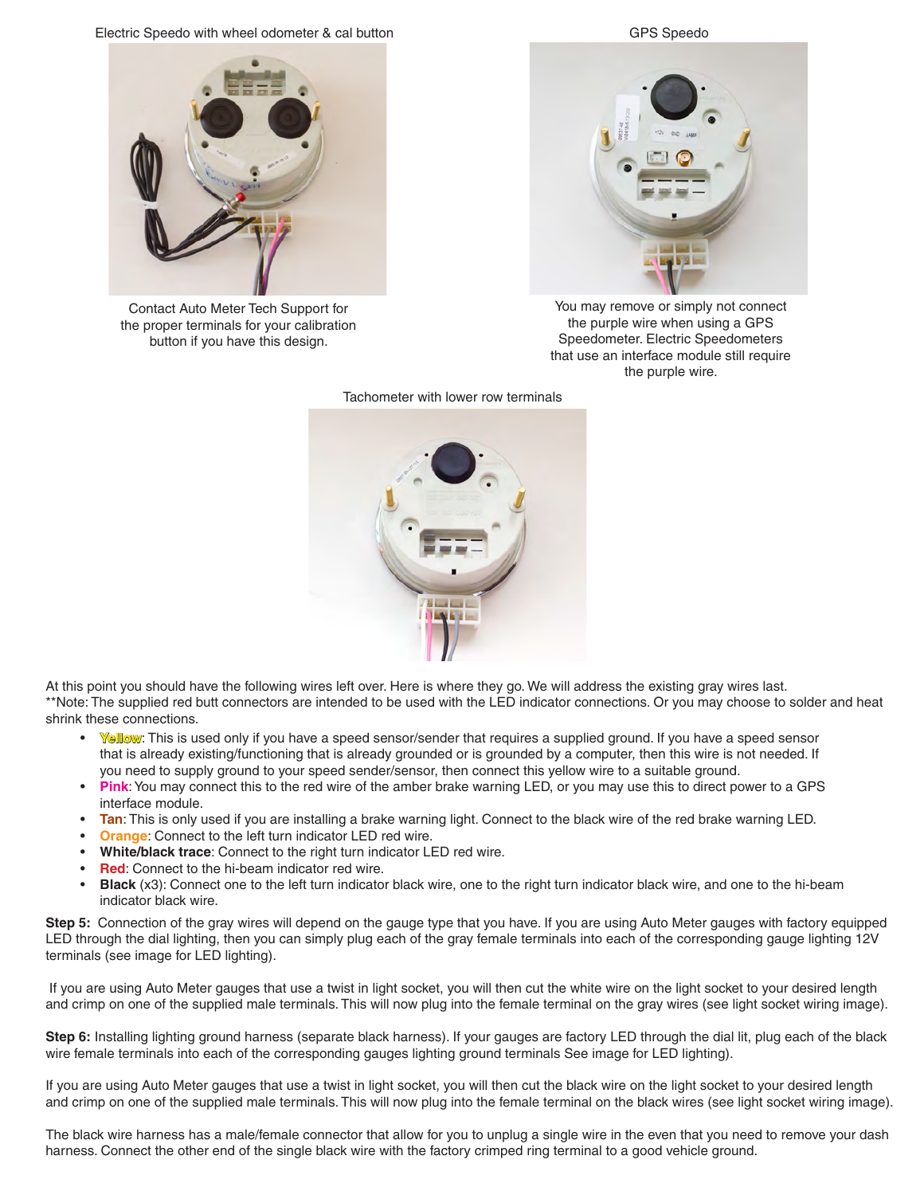Electric Speedo with wheel odometer & cal button

Contact Auto Meter Tech Support for the proper terminals for your calibration button if you have this design.

GPS Speedo

You may remove or simply not connect the purple wire when using a GPS Speedometer. Electric Speedometers that use an interface module still require the purple wire.

Tachometer with lower row terminals

At this point you should have the following wires left over. Here is where they go. We will address the existing gray wires last.
**Note: The supplied red butt connectors are intended to be used with the LED indicator connections. Or you may choose to solder and heat shrink these connections.

- **Yellow**: This is used only if you have a speed sensor/sender that requires a supplied ground. If you have a speed sensor that is already existing/functioning that is already grounded or is grounded by a computer, then this wire is not needed. If you need to supply ground to your speed sender/sensor, then connect this yellow wire to a suitable ground.
- **Pink**: You may connect this to the red wire of the amber brake warning LED, or you may use this to direct power to a GPS interface module.
- **Tan**: This is only used if you are installing a brake warning light. Connect to the black wire of the red brake warning LED.
- **Orange**: Connect to the left turn indicator LED red wire.
- **White/black trace**: Connect to the right turn indicator LED red wire.
- **Red**: Connect to the hi-beam indicator red wire.
- **Black** (x3): Connect one to the left turn indicator black wire, one to the right turn indicator black wire, and one to the hi-beam indicator black wire.

**Step 5:** Connection of the gray wires will depend on the gauge type that you have. If you are using Auto Meter gauges with factory equipped LED through the dial lighting, then you can simply plug each of the gray female terminals into each of the corresponding gauge lighting 12V terminals (see image for LED lighting).

If you are using Auto Meter gauges that use a twist in light socket, you will then cut the white wire on the light socket to your desired length and crimp on one of the supplied male terminals. This will now plug into the female terminal on the gray wires (see light socket wiring image).

**Step 6:** Installing lighting ground harness (separate black harness). If your gauges are factory LED through the dial lit, plug each of the black wire female terminals into each of the corresponding gauges lighting ground terminals See image for LED lighting).

If you are using Auto Meter gauges that use a twist in light socket, you will then cut the black wire on the light socket to your desired length and crimp on one of the supplied male terminals. This will now plug into the female terminal on the black wires (see light socket wiring image).

The black wire harness has a male/female connector that allow for you to unplug a single wire in the even that you need to remove your dash harness. Connect the other end of the single black wire with the factory crimped ring terminal to a good vehicle ground.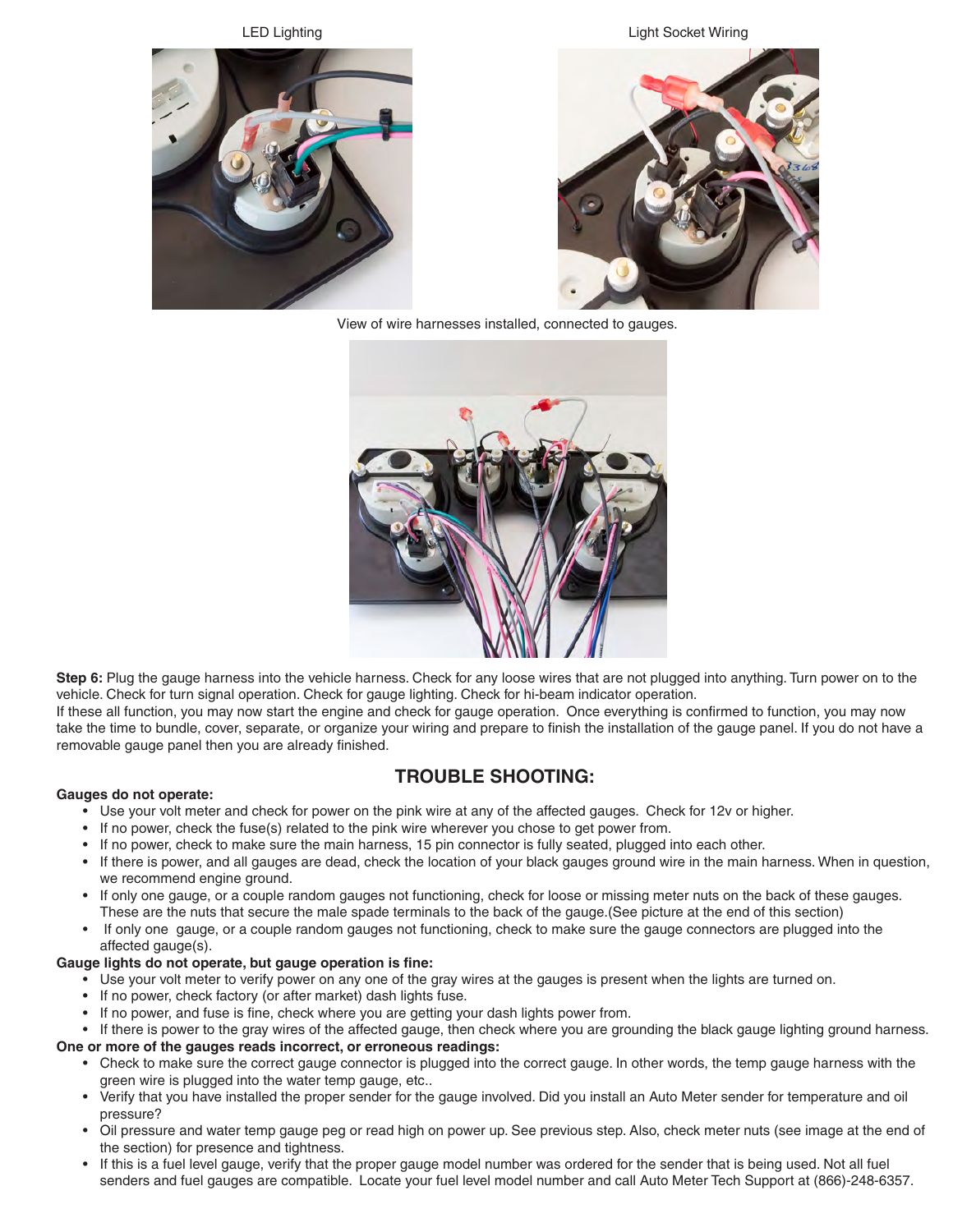LED Lighting

Light Socket Wiring

View of wire harnesses installed, connected to gauges.

**Step 6:** Plug the gauge harness into the vehicle harness. Check for any loose wires that are not plugged into anything. Turn power on to the vehicle. Check for turn signal operation. Check for gauge lighting. Check for hi-beam indicator operation.
If these all function, you may now start the engine and check for gauge operation. Once everything is confirmed to function, you may now take the time to bundle, cover, separate, or organize your wiring and prepare to finish the installation of the gauge panel. If you do not have a removable gauge panel then you are already finished.

## TROUBLE SHOOTING:

**Gauges do not operate:**

- Use your volt meter and check for power on the pink wire at any of the affected gauges. Check for 12v or higher.
- If no power, check the fuse(s) related to the pink wire wherever you chose to get power from.
- If no power, check to make sure the main harness, 15 pin connector is fully seated, plugged into each other.
- If there is power, and all gauges are dead, check the location of your black gauges ground wire in the main harness. When in question, we recommend engine ground.
- If only one gauge, or a couple random gauges not functioning, check for loose or missing meter nuts on the back of these gauges. These are the nuts that secure the male spade terminals to the back of the gauge.(See picture at the end of this section)
- If only one gauge, or a couple random gauges not functioning, check to make sure the gauge connectors are plugged into the affected gauge(s).

**Gauge lights do not operate, but gauge operation is fine:**

- Use your volt meter to verify power on any one of the gray wires at the gauges is present when the lights are turned on.
- If no power, check factory (or after market) dash lights fuse.
- If no power, and fuse is fine, check where you are getting your dash lights power from.
- If there is power to the gray wires of the affected gauge, then check where you are grounding the black gauge lighting ground harness.

**One or more of the gauges reads incorrect, or erroneous readings:**

- Check to make sure the correct gauge connector is plugged into the correct gauge. In other words, the temp gauge harness with the green wire is plugged into the water temp gauge, etc..
- Verify that you have installed the proper sender for the gauge involved. Did you install an Auto Meter sender for temperature and oil pressure?
- Oil pressure and water temp gauge peg or read high on power up. See previous step. Also, check meter nuts (see image at the end of the section) for presence and tightness.
- If this is a fuel level gauge, verify that the proper gauge model number was ordered for the sender that is being used. Not all fuel senders and fuel gauges are compatible. Locate your fuel level model number and call Auto Meter Tech Support at (866)-248-6357.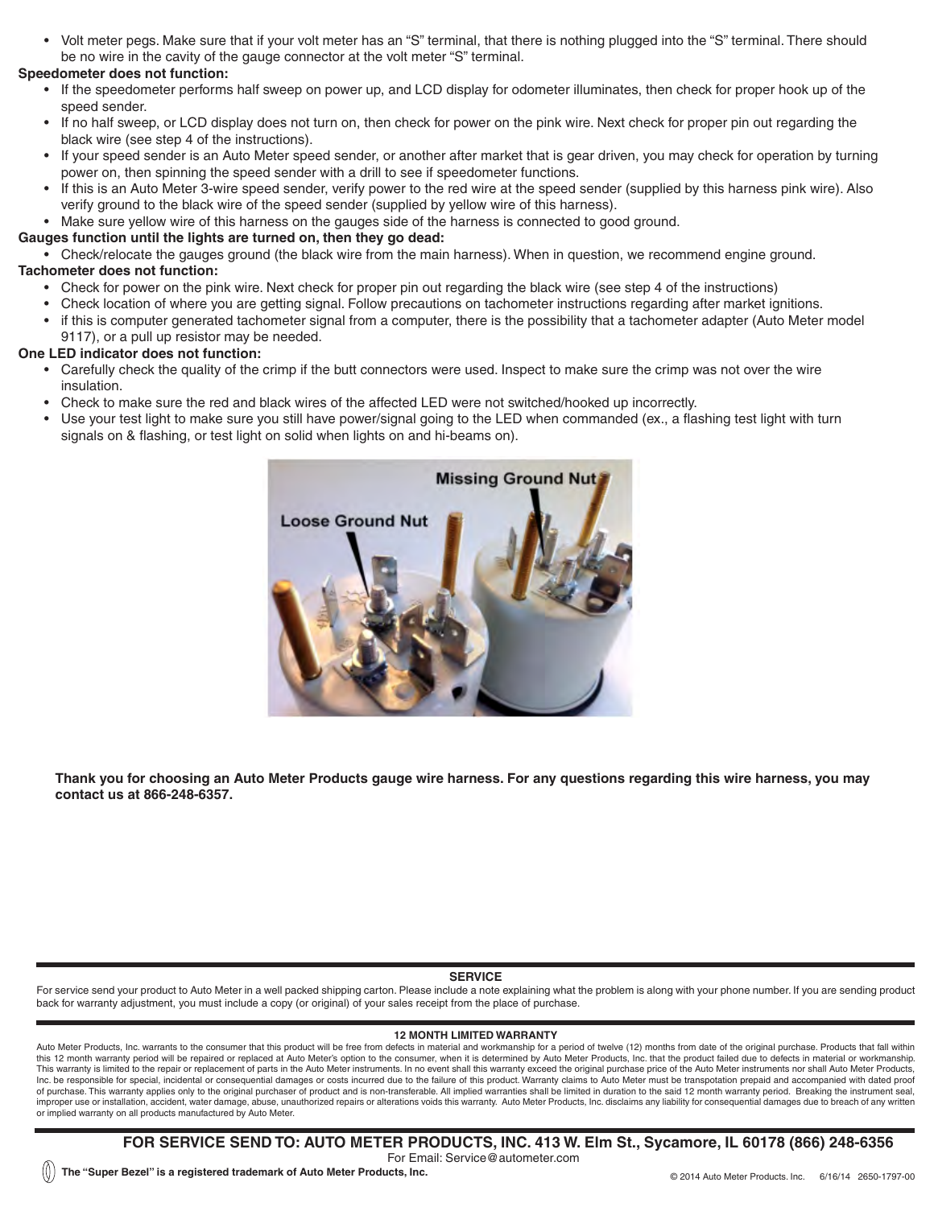- Volt meter pegs. Make sure that if your volt meter has an "S" terminal, that there is nothing plugged into the "S" terminal. There should be no wire in the cavity of the gauge connector at the volt meter "S" terminal.

**Speedometer does not function:**

- If the speedometer performs half sweep on power up, and LCD display for odometer illuminates, then check for proper hook up of the speed sender.
- If no half sweep, or LCD display does not turn on, then check for power on the pink wire. Next check for proper pin out regarding the black wire (see step 4 of the instructions).
- If your speed sender is an Auto Meter speed sender, or another after market that is gear driven, you may check for operation by turning power on, then spinning the speed sender with a drill to see if speedometer functions.
- If this is an Auto Meter 3-wire speed sender, verify power to the red wire at the speed sender (supplied by this harness pink wire). Also verify ground to the black wire of the speed sender (supplied by yellow wire of this harness).
- Make sure yellow wire of this harness on the gauges side of the harness is connected to good ground.

**Gauges function until the lights are turned on, then they go dead:**

- Check/relocate the gauges ground (the black wire from the main harness). When in question, we recommend engine ground.

**Tachometer does not function:**

- Check for power on the pink wire. Next check for proper pin out regarding the black wire (see step 4 of the instructions)
- Check location of where you are getting signal. Follow precautions on tachometer instructions regarding after market ignitions.
- if this is computer generated tachometer signal from a computer, there is the possibility that a tachometer adapter (Auto Meter model 9117), or a pull up resistor may be needed.

**One LED indicator does not function:**

- Carefully check the quality of the crimp if the butt connectors were used. Inspect to make sure the crimp was not over the wire insulation.
- Check to make sure the red and black wires of the affected LED were not switched/hooked up incorrectly.
- Use your test light to make sure you still have power/signal going to the LED when commanded (ex., a flashing test light with turn signals on & flashing, or test light on solid when lights on and hi-beams on).

Loose Ground Nut

Missing Ground Nut

**Thank you for choosing an Auto Meter Products gauge wire harness. For any questions regarding this wire harness, you may contact us at 866-248-6357.**

**SERVICE**

For service send your product to Auto Meter in a well packed shipping carton. Please include a note explaining what the problem is along with your phone number. If you are sending product back for warranty adjustment, you must include a copy (or original) of your sales receipt from the place of purchase.

**12 MONTH LIMITED WARRANTY**

Auto Meter Products, Inc. warrants to the consumer that this product will be free from defects in material and workmanship for a period of twelve (12) months from date of the original purchase. Products that fall within this 12 month warranty period will be repaired or replaced at Auto Meter's option to the consumer, when it is determined by Auto Meter Products, Inc. that the product failed due to defects in material or workmanship. This warranty is limited to the repair or replacement of parts in the Auto Meter instruments. In no event shall this warranty exceed the original purchase price of the Auto Meter instruments nor shall Auto Meter Products, Inc. be responsible for special, incidental or consequential damages or costs incurred due to the failure of this product. Warranty claims to Auto Meter must be transpotation prepaid and accompanied with dated proof of purchase. This warranty applies only to the original purchaser of product and is non-transferable. All implied warranties shall be limited in duration to the said 12 month warranty period. Breaking the instrument seal, improper use or installation, accident, water damage, abuse, unauthorized repairs or alterations voids this warranty. Auto Meter Products, Inc. disclaims any liability for consequential damages due to breach of any written or implied warranty on all products manufactured by Auto Meter.

**FOR SERVICE SEND TO: AUTO METER PRODUCTS, INC. 413 W. Elm St., Sycamore, IL 60178 (866) 248-6356**

For Email: Service@autometer.com

**The "Super Bezel" is a registered trademark of Auto Meter Products, Inc.**

© 2014 Auto Meter Products. Inc. 6/16/14 2650-1797-00